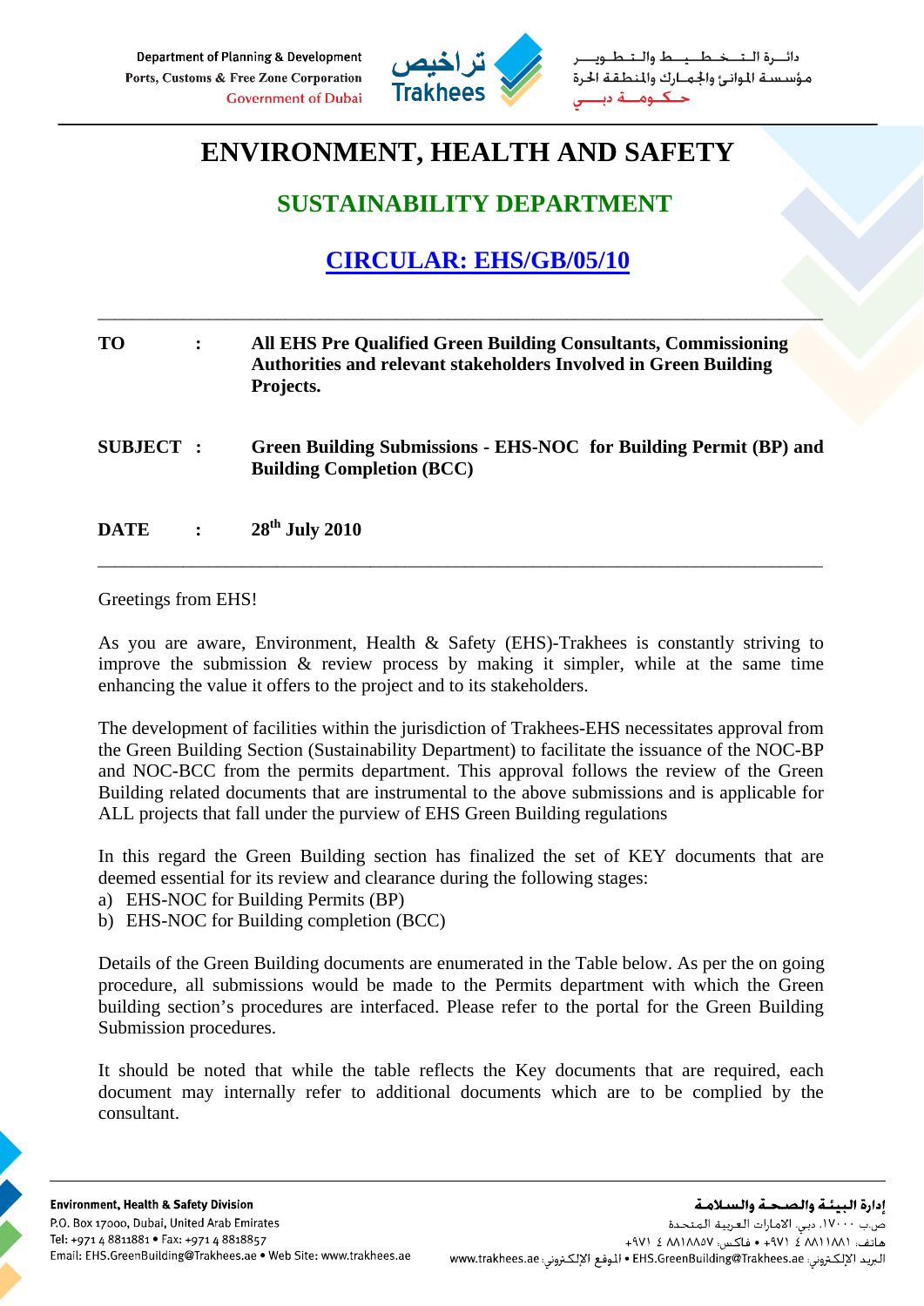Department of Planning & Development
Ports, Customs & Free Zone Corporation
Government of Dubai

# ENVIRONMENT, HEALTH AND SAFETY

## SUSTAINABILITY DEPARTMENT

## CIRCULAR: EHS/GB/05/10

---

| | | |
|---|---|---|
| **TO** | **:** | **All EHS Pre Qualified Green Building Consultants, Commissioning Authorities and relevant stakeholders Involved in Green Building Projects.** |
| **SUBJECT** | **:** | **Green Building Submissions - EHS-NOC for Building Permit (BP) and Building Completion (BCC)** |
| **DATE** | **:** | **28th July 2010** |

---

Greetings from EHS!

As you are aware, Environment, Health & Safety (EHS)-Trakhees is constantly striving to improve the submission & review process by making it simpler, while at the same time enhancing the value it offers to the project and to its stakeholders.

The development of facilities within the jurisdiction of Trakhees-EHS necessitates approval from the Green Building Section (Sustainability Department) to facilitate the issuance of the NOC-BP and NOC-BCC from the permits department. This approval follows the review of the Green Building related documents that are instrumental to the above submissions and is applicable for ALL projects that fall under the purview of EHS Green Building regulations

In this regard the Green Building section has finalized the set of KEY documents that are deemed essential for its review and clearance during the following stages:

a) EHS-NOC for Building Permits (BP)
b) EHS-NOC for Building completion (BCC)

Details of the Green Building documents are enumerated in the Table below. As per the on going procedure, all submissions would be made to the Permits department with which the Green building section's procedures are interfaced. Please refer to the portal for the Green Building Submission procedures.

It should be noted that while the table reflects the Key documents that are required, each document may internally refer to additional documents which are to be complied by the consultant.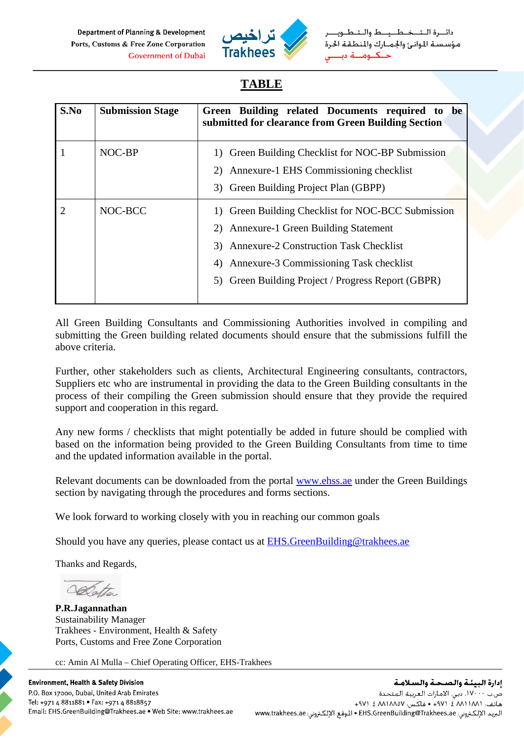## TABLE

| S.No | Submission Stage | Green Building related Documents required to be submitted for clearance from Green Building Section |
|---|---|---|
| 1 | NOC-BP | 1) Green Building Checklist for NOC-BP Submission<br>2) Annexure-1 EHS Commissioning checklist<br>3) Green Building Project Plan (GBPP) |
| 2 | NOC-BCC | 1) Green Building Checklist for NOC-BCC Submission<br>2) Annexure-1 Green Building Statement<br>3) Annexure-2 Construction Task Checklist<br>4) Annexure-3 Commissioning Task checklist<br>5) Green Building Project / Progress Report (GBPR) |

All Green Building Consultants and Commissioning Authorities involved in compiling and submitting the Green building related documents should ensure that the submissions fulfill the above criteria.

Further, other stakeholders such as clients, Architectural Engineering consultants, contractors, Suppliers etc who are instrumental in providing the data to the Green Building consultants in the process of their compiling the Green submission should ensure that they provide the required support and cooperation in this regard.

Any new forms / checklists that might potentially be added in future should be complied with based on the information being provided to the Green Building Consultants from time to time and the updated information available in the portal.

Relevant documents can be downloaded from the portal www.ehss.ae under the Green Buildings section by navigating through the procedures and forms sections.

We look forward to working closely with you in reaching our common goals

Should you have any queries, please contact us at EHS.GreenBuilding@trakhees.ae

Thanks and Regards,

**P.R.Jagannathan**
Sustainability Manager
Trakhees - Environment, Health & Safety
Ports, Customs and Free Zone Corporation

cc: Amin Al Mulla – Chief Operating Officer, EHS-Trakhees